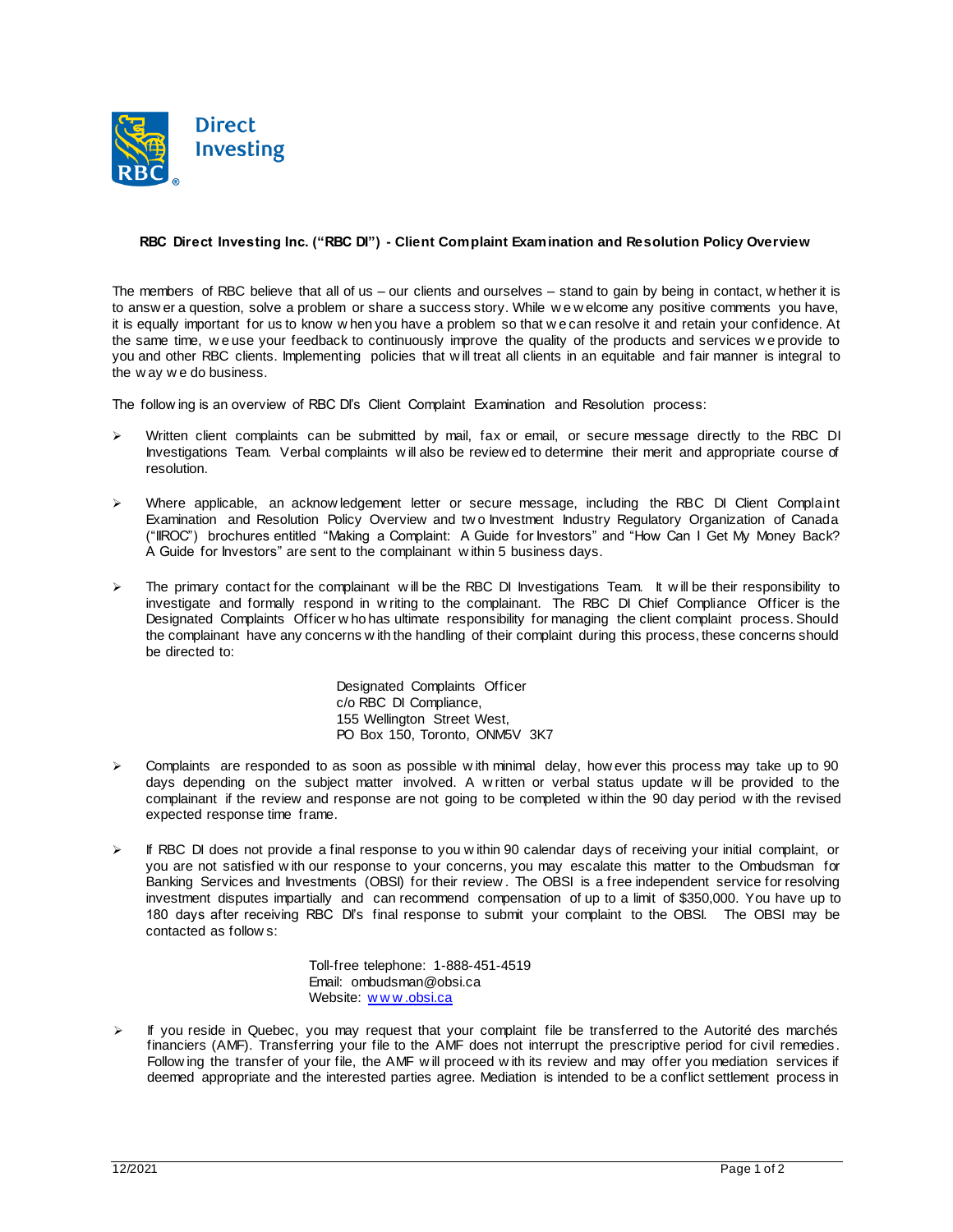**RBC Direct Investing Inc. ("RBC DI") - Client Complaint Examination and Resolution Policy Overview**

The members of RBC believe that all of us – our clients and ourselves – stand to gain by being in contact, whether it is to answer a question, solve a problem or share a success story. While we welcome any positive comments you have, it is equally important for us to know when you have a problem so that we can resolve it and retain your confidence. At the same time, we use your feedback to continuously improve the quality of the products and services we provide to you and other RBC clients. Implementing policies that will treat all clients in an equitable and fair manner is integral to the way we do business.

The following is an overview of RBC DI's Client Complaint Examination and Resolution process:

- Written client complaints can be submitted by mail, fax or email, or secure message directly to the RBC DI Investigations Team. Verbal complaints will also be reviewed to determine their merit and appropriate course of resolution.

- Where applicable, an acknowledgement letter or secure message, including the RBC DI Client Complaint Examination and Resolution Policy Overview and two Investment Industry Regulatory Organization of Canada ("IIROC") brochures entitled "Making a Complaint: A Guide for Investors" and "How Can I Get My Money Back? A Guide for Investors" are sent to the complainant within 5 business days.

- The primary contact for the complainant will be the RBC DI Investigations Team. It will be their responsibility to investigate and formally respond in writing to the complainant. The RBC DI Chief Compliance Officer is the Designated Complaints Officer who has ultimate responsibility for managing the client complaint process. Should the complainant have any concerns with the handling of their complaint during this process, these concerns should be directed to:

  Designated Complaints Officer
  c/o RBC DI Compliance,
  155 Wellington Street West,
  PO Box 150, Toronto, ONM5V 3K7

- Complaints are responded to as soon as possible with minimal delay, however this process may take up to 90 days depending on the subject matter involved. A written or verbal status update will be provided to the complainant if the review and response are not going to be completed within the 90 day period with the revised expected response time frame.

- If RBC DI does not provide a final response to you within 90 calendar days of receiving your initial complaint, or you are not satisfied with our response to your concerns, you may escalate this matter to the Ombudsman for Banking Services and Investments (OBSI) for their review. The OBSI is a free independent service for resolving investment disputes impartially and can recommend compensation of up to a limit of $350,000. You have up to 180 days after receiving RBC DI's final response to submit your complaint to the OBSI. The OBSI may be contacted as follows:

  Toll-free telephone: 1-888-451-4519
  Email: ombudsman@obsi.ca
  Website: www.obsi.ca

- If you reside in Quebec, you may request that your complaint file be transferred to the Autorité des marchés financiers (AMF). Transferring your file to the AMF does not interrupt the prescriptive period for civil remedies. Following the transfer of your file, the AMF will proceed with its review and may offer you mediation services if deemed appropriate and the interested parties agree. Mediation is intended to be a conflict settlement process in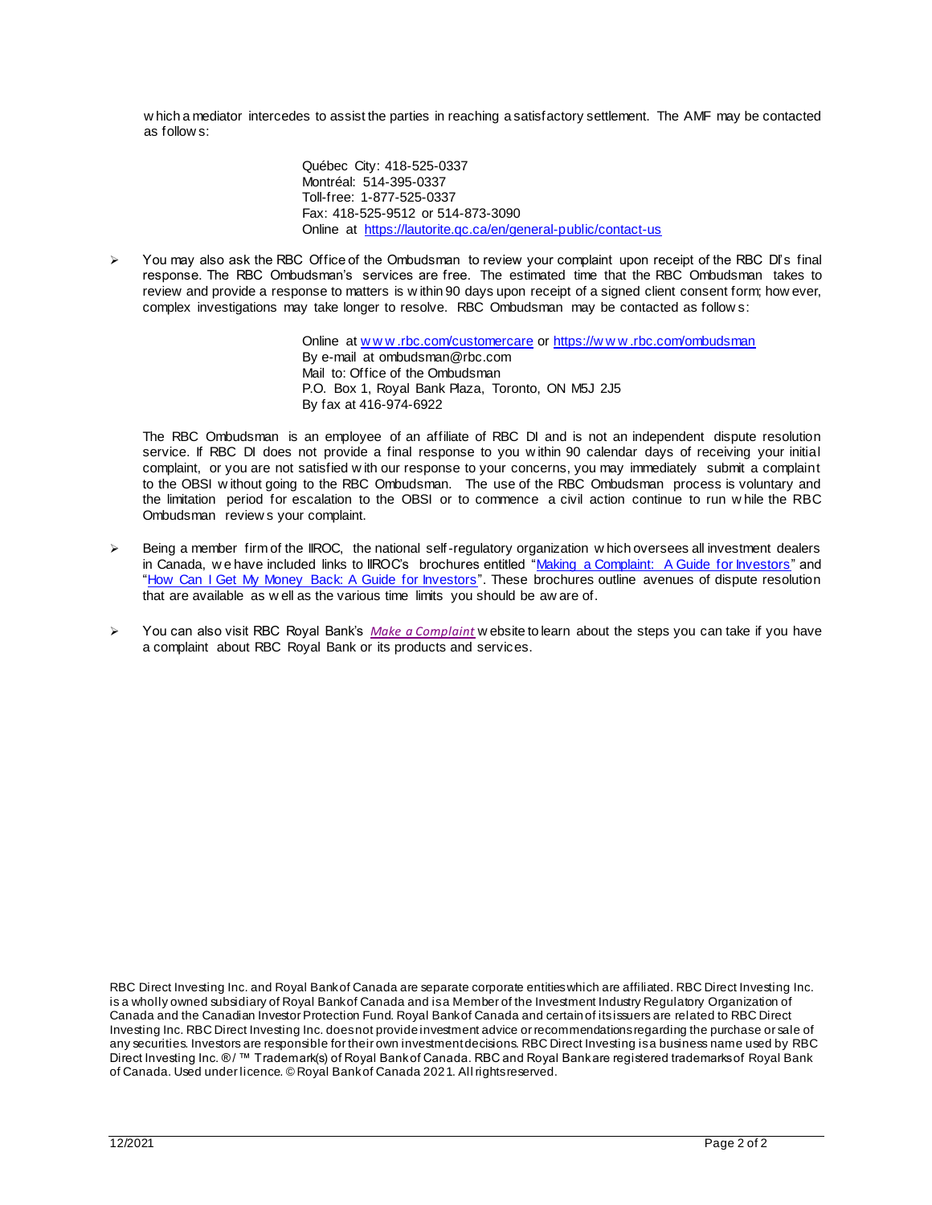which a mediator intercedes to assist the parties in reaching a satisfactory settlement. The AMF may be contacted as follows:

Québec City: 418-525-0337
Montréal: 514-395-0337
Toll-free: 1-877-525-0337
Fax: 418-525-9512 or 514-873-3090
Online at https://lautorite.qc.ca/en/general-public/contact-us

- You may also ask the RBC Office of the Ombudsman to review your complaint upon receipt of the RBC DI's final response. The RBC Ombudsman's services are free. The estimated time that the RBC Ombudsman takes to review and provide a response to matters is within 90 days upon receipt of a signed client consent form; however, complex investigations may take longer to resolve. RBC Ombudsman may be contacted as follows:

  Online at www.rbc.com/customercare or https://www.rbc.com/ombudsman
  By e-mail at ombudsman@rbc.com
  Mail to: Office of the Ombudsman
  P.O. Box 1, Royal Bank Plaza, Toronto, ON M5J 2J5
  By fax at 416-974-6922

  The RBC Ombudsman is an employee of an affiliate of RBC DI and is not an independent dispute resolution service. If RBC DI does not provide a final response to you within 90 calendar days of receiving your initial complaint, or you are not satisfied with our response to your concerns, you may immediately submit a complaint to the OBSI without going to the RBC Ombudsman. The use of the RBC Ombudsman process is voluntary and the limitation period for escalation to the OBSI or to commence a civil action continue to run while the RBC Ombudsman reviews your complaint.

- Being a member firm of the IIROC, the national self-regulatory organization which oversees all investment dealers in Canada, we have included links to IIROC's brochures entitled "Making a Complaint: A Guide for Investors" and "How Can I Get My Money Back: A Guide for Investors". These brochures outline avenues of dispute resolution that are available as well as the various time limits you should be aware of.

- You can also visit RBC Royal Bank's *Make a Complaint* website to learn about the steps you can take if you have a complaint about RBC Royal Bank or its products and services.

RBC Direct Investing Inc. and Royal Bank of Canada are separate corporate entities which are affiliated. RBC Direct Investing Inc. is a wholly owned subsidiary of Royal Bank of Canada and is a Member of the Investment Industry Regulatory Organization of Canada and the Canadian Investor Protection Fund. Royal Bank of Canada and certain of its issuers are related to RBC Direct Investing Inc. RBC Direct Investing Inc. does not provide investment advice or recommendations regarding the purchase or sale of any securities. Investors are responsible for their own investment decisions. RBC Direct Investing is a business name used by RBC Direct Investing Inc. ® / ™ Trademark(s) of Royal Bank of Canada. RBC and Royal Bank are registered trademarks of Royal Bank of Canada. Used under licence. © Royal Bank of Canada 2021. All rights reserved.

12/2021